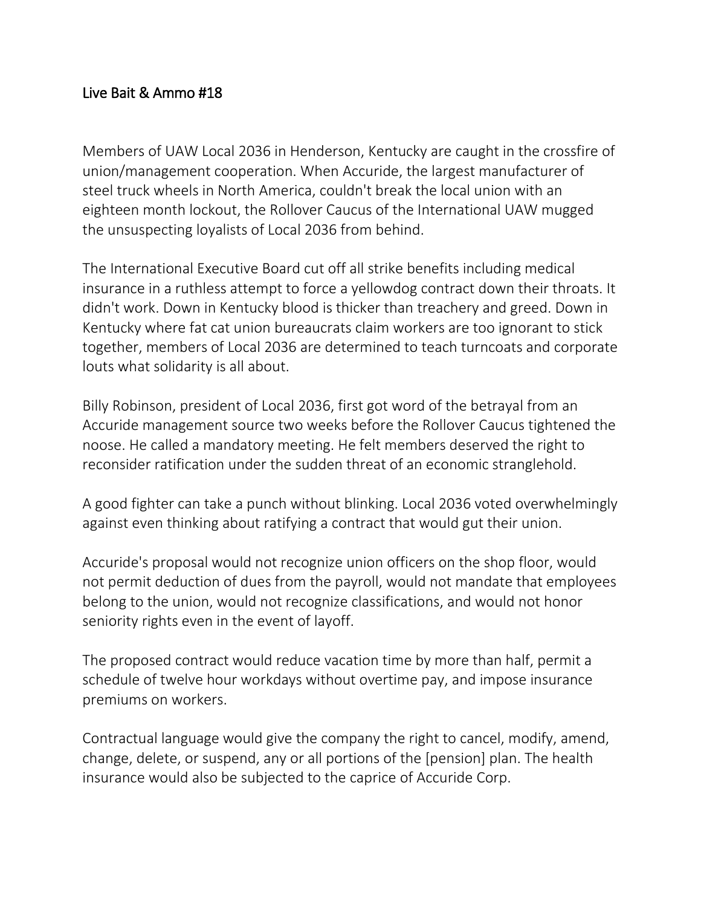# Live Bait & Ammo #18

Members of UAW Local 2036 in Henderson, Kentucky are caught in the crossfire of union/management cooperation. When Accuride, the largest manufacturer of steel truck wheels in North America, couldn't break the local union with an eighteen month lockout, the Rollover Caucus of the International UAW mugged the unsuspecting loyalists of Local 2036 from behind.

The International Executive Board cut off all strike benefits including medical insurance in a ruthless attempt to force a yellowdog contract down their throats. It didn't work. Down in Kentucky blood is thicker than treachery and greed. Down in Kentucky where fat cat union bureaucrats claim workers are too ignorant to stick together, members of Local 2036 are determined to teach turncoats and corporate louts what solidarity is all about.

Billy Robinson, president of Local 2036, first got word of the betrayal from an Accuride management source two weeks before the Rollover Caucus tightened the noose. He called a mandatory meeting. He felt members deserved the right to reconsider ratification under the sudden threat of an economic stranglehold.

A good fighter can take a punch without blinking. Local 2036 voted overwhelmingly against even thinking about ratifying a contract that would gut their union.

Accuride's proposal would not recognize union officers on the shop floor, would not permit deduction of dues from the payroll, would not mandate that employees belong to the union, would not recognize classifications, and would not honor seniority rights even in the event of layoff.

The proposed contract would reduce vacation time by more than half, permit a schedule of twelve hour workdays without overtime pay, and impose insurance premiums on workers.

Contractual language would give the company the right to cancel, modify, amend, change, delete, or suspend, any or all portions of the [pension] plan. The health insurance would also be subjected to the caprice of Accuride Corp.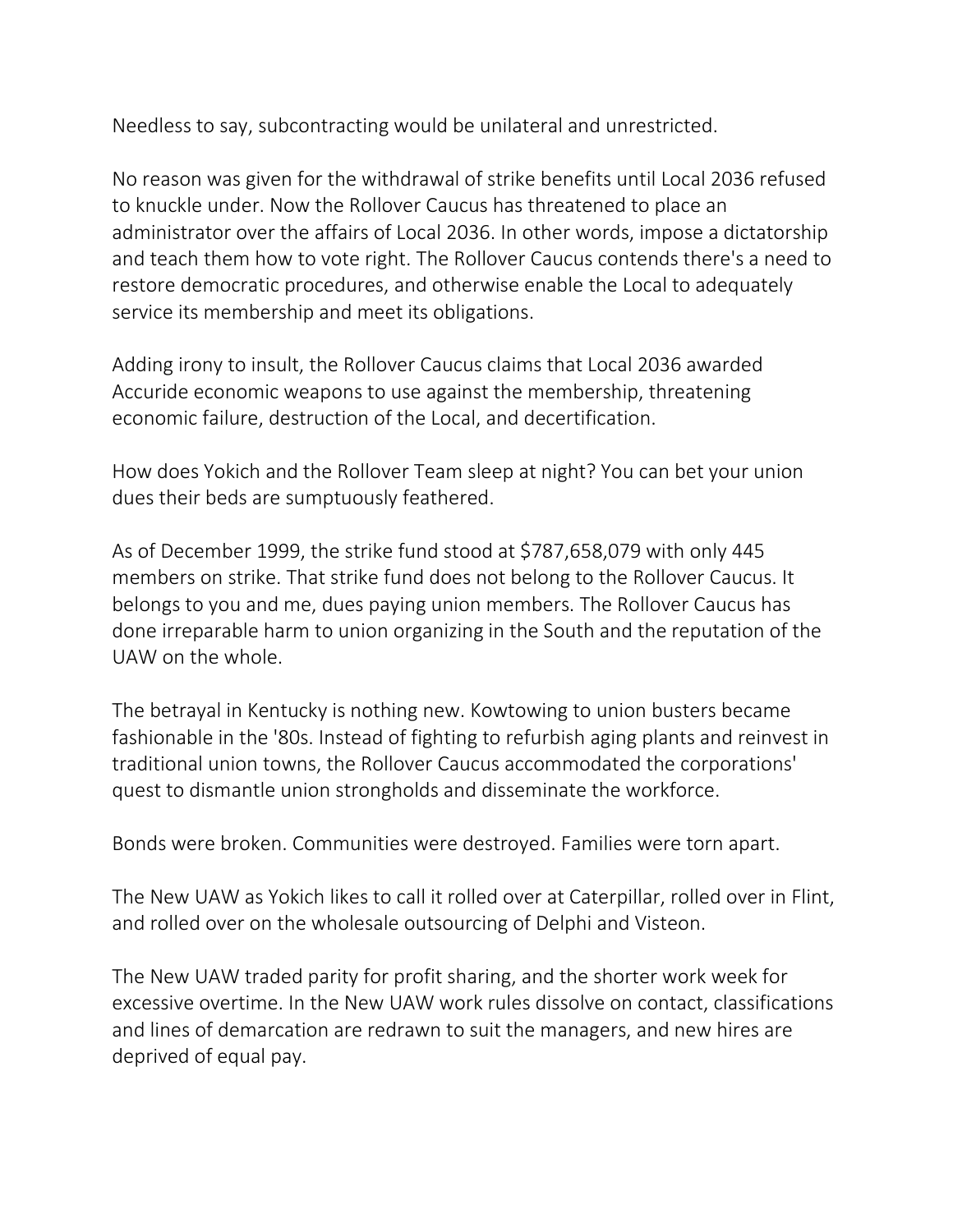Needless to say, subcontracting would be unilateral and unrestricted.

No reason was given for the withdrawal of strike benefits until Local 2036 refused to knuckle under. Now the Rollover Caucus has threatened to place an administrator over the affairs of Local 2036. In other words, impose a dictatorship and teach them how to vote right. The Rollover Caucus contends there's a need to restore democratic procedures, and otherwise enable the Local to adequately service its membership and meet its obligations.

Adding irony to insult, the Rollover Caucus claims that Local 2036 awarded Accuride economic weapons to use against the membership, threatening economic failure, destruction of the Local, and decertification.

How does Yokich and the Rollover Team sleep at night? You can bet your union dues their beds are sumptuously feathered.

As of December 1999, the strike fund stood at $787,658,079 with only 445 members on strike. That strike fund does not belong to the Rollover Caucus. It belongs to you and me, dues paying union members. The Rollover Caucus has done irreparable harm to union organizing in the South and the reputation of the UAW on the whole.

The betrayal in Kentucky is nothing new. Kowtowing to union busters became fashionable in the '80s. Instead of fighting to refurbish aging plants and reinvest in traditional union towns, the Rollover Caucus accommodated the corporations' quest to dismantle union strongholds and disseminate the workforce.

Bonds were broken. Communities were destroyed. Families were torn apart.

The New UAW as Yokich likes to call it rolled over at Caterpillar, rolled over in Flint, and rolled over on the wholesale outsourcing of Delphi and Visteon.

The New UAW traded parity for profit sharing, and the shorter work week for excessive overtime. In the New UAW work rules dissolve on contact, classifications and lines of demarcation are redrawn to suit the managers, and new hires are deprived of equal pay.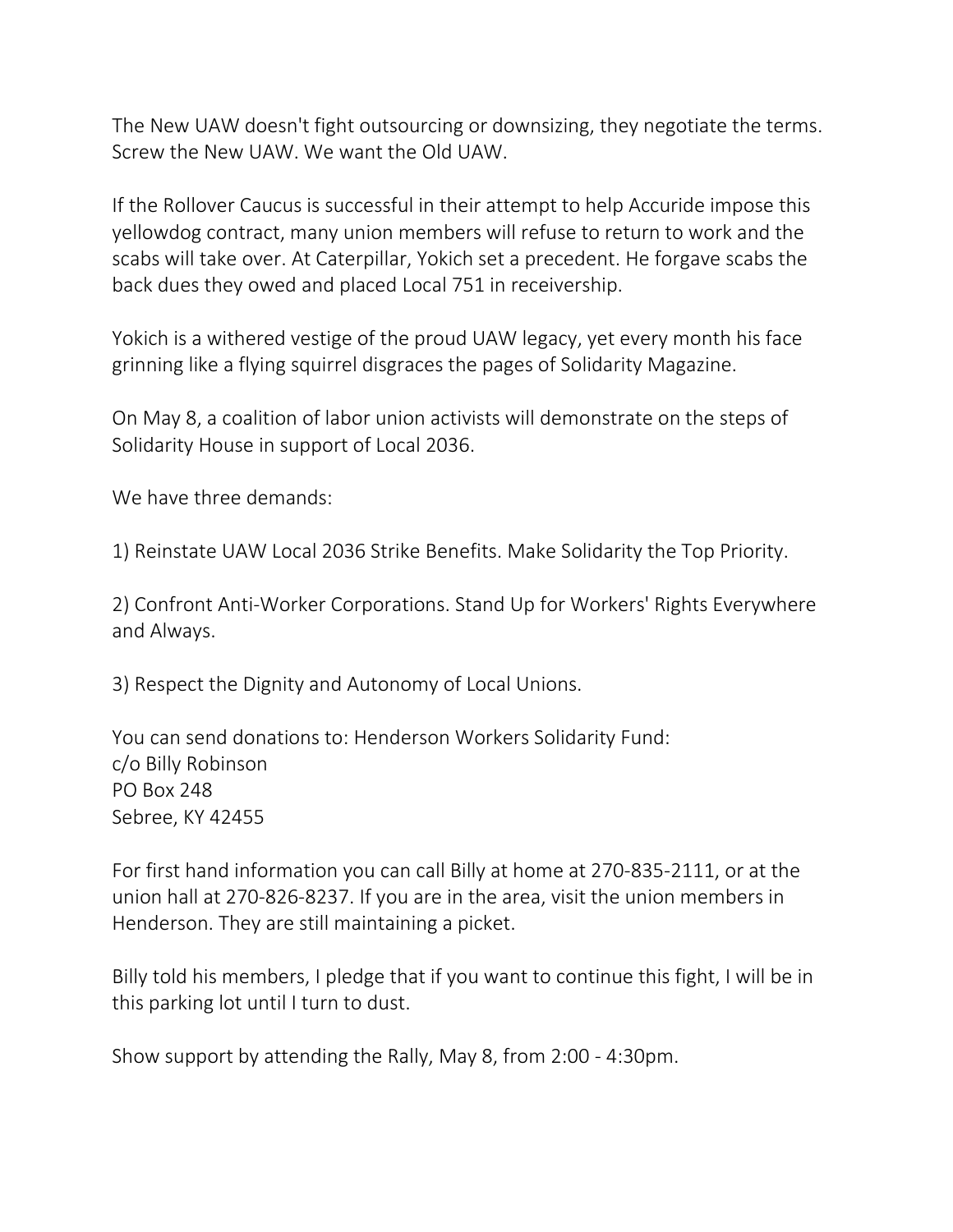The New UAW doesn't fight outsourcing or downsizing, they negotiate the terms. Screw the New UAW. We want the Old UAW.

If the Rollover Caucus is successful in their attempt to help Accuride impose this yellowdog contract, many union members will refuse to return to work and the scabs will take over. At Caterpillar, Yokich set a precedent. He forgave scabs the back dues they owed and placed Local 751 in receivership.

Yokich is a withered vestige of the proud UAW legacy, yet every month his face grinning like a flying squirrel disgraces the pages of Solidarity Magazine.

On May 8, a coalition of labor union activists will demonstrate on the steps of Solidarity House in support of Local 2036.

We have three demands:

1) Reinstate UAW Local 2036 Strike Benefits. Make Solidarity the Top Priority.

2) Confront Anti-Worker Corporations. Stand Up for Workers' Rights Everywhere and Always.

3) Respect the Dignity and Autonomy of Local Unions.

You can send donations to: Henderson Workers Solidarity Fund:
c/o Billy Robinson
PO Box 248
Sebree, KY 42455

For first hand information you can call Billy at home at 270-835-2111, or at the union hall at 270-826-8237. If you are in the area, visit the union members in Henderson. They are still maintaining a picket.

Billy told his members, I pledge that if you want to continue this fight, I will be in this parking lot until I turn to dust.

Show support by attending the Rally, May 8, from 2:00 - 4:30pm.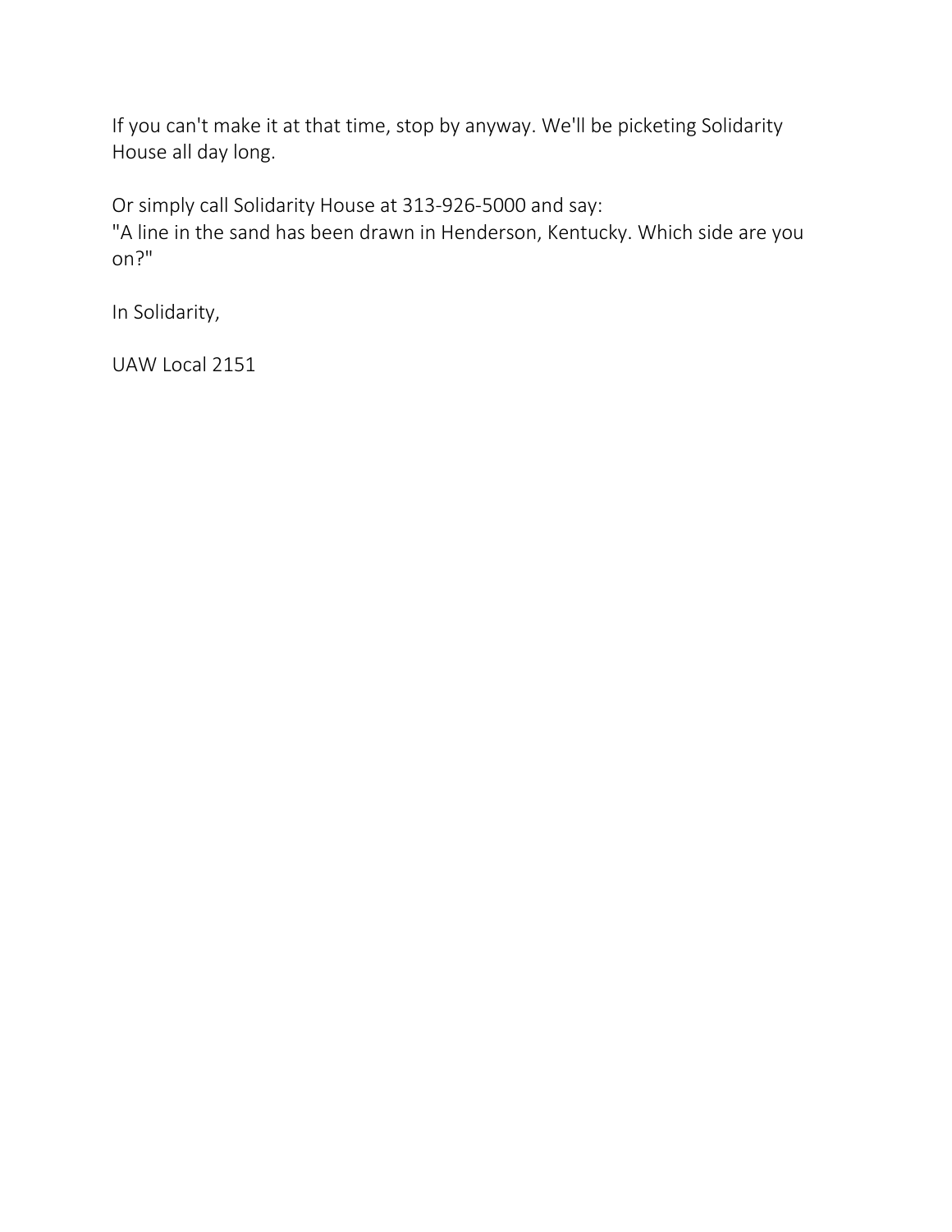If you can't make it at that time, stop by anyway. We'll be picketing Solidarity House all day long.

Or simply call Solidarity House at 313-926-5000 and say:
"A line in the sand has been drawn in Henderson, Kentucky. Which side are you on?"

In Solidarity,

UAW Local 2151